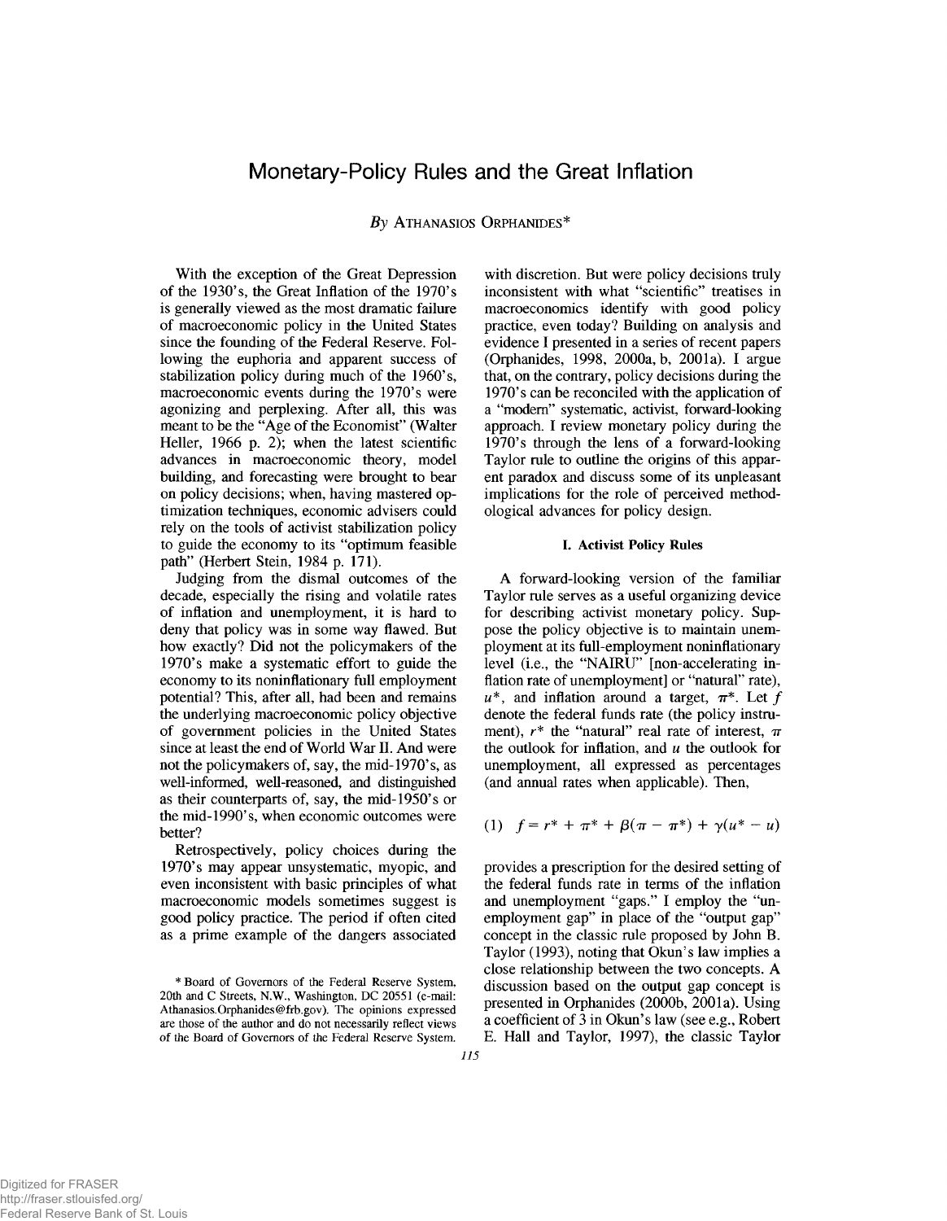# Monetary-Policy Rules and the Great Inflation

*By* ATHANASIOS ORPHANIDES*

With the exception of the Great Depression of the 1930's, the Great Inflation of the 1970's is generally viewed as the most dramatic failure of macroeconomic policy in the United States since the founding of the Federal Reserve. Following the euphoria and apparent success of stabilization policy during much of the 1960's, macroeconomic events during the 1970's were agonizing and perplexing. After all, this was meant to be the "Age of the Economist" (Walter Heller, 1966 p. 2); when the latest scientific advances in macroeconomic theory, model building, and forecasting were brought to bear on policy decisions; when, having mastered optimization techniques, economic advisers could rely on the tools of activist stabilization policy to guide the economy to its "optimum feasible path" (Herbert Stein, 1984 p. 171).

Judging from the dismal outcomes of the decade, especially the rising and volatile rates of inflation and unemployment, it is hard to deny that policy was in some way flawed. But how exactly? Did not the policymakers of the 1970's make a systematic effort to guide the economy to its noninflationary full employment potential? This, after all, had been and remains the underlying macroeconomic policy objective of government policies in the United States since at least the end of World War II. And were not the policymakers of, say, the mid-1970's, as well-informed, well-reasoned, and distinguished as their counterparts of, say, the mid-1950's or the mid-1990's, when economic outcomes were better?

Retrospectively, policy choices during the 1970's may appear unsystematic, myopic, and even inconsistent with basic principles of what macroeconomic models sometimes suggest is good policy practice. The period if often cited as a prime example of the dangers associated with discretion. But were policy decisions truly inconsistent with what "scientific" treatises in macroeconomics identify with good policy practice, even today? Building on analysis and evidence I presented in a series of recent papers (Orphanides, 1998, 2000a, b, 2001a). I argue that, on the contrary, policy decisions during the 1970's can be reconciled with the application of a "modern" systematic, activist, forward-looking approach. I review monetary policy during the 1970's through the lens of a forward-looking Taylor rule to outline the origins of this apparent paradox and discuss some of its unpleasant implications for the role of perceived methodological advances for policy design.

## I. Activist Policy Rules

A forward-looking version of the familiar Taylor rule serves as a useful organizing device for describing activist monetary policy. Suppose the policy objective is to maintain unemployment at its full-employment noninflationary level (i.e., the "NAIRU" [non-accelerating inflation rate of unemployment] or "natural" rate), $u^*$, and inflation around a target, $\pi^*$. Let $f$ denote the federal funds rate (the policy instrument), $r^*$ the "natural" real rate of interest, $\pi$ the outlook for inflation, and $u$ the outlook for unemployment, all expressed as percentages (and annual rates when applicable). Then,

$$(1)\quad f = r^* + \pi^* + \beta(\pi - \pi^*) + \gamma(u^* - u)$$

provides a prescription for the desired setting of the federal funds rate in terms of the inflation and unemployment "gaps." I employ the "unemployment gap" in place of the "output gap" concept in the classic rule proposed by John B. Taylor (1993), noting that Okun's law implies a close relationship between the two concepts. A discussion based on the output gap concept is presented in Orphanides (2000b, 2001a). Using a coefficient of 3 in Okun's law (see e.g., Robert E. Hall and Taylor, 1997), the classic Taylor

\* Board of Governors of the Federal Reserve System, 20th and C Streets, N.W., Washington, DC 20551 (e-mail: Athanasios.Orphanides@frb.gov). The opinions expressed are those of the author and do not necessarily reflect views of the Board of Governors of the Federal Reserve System.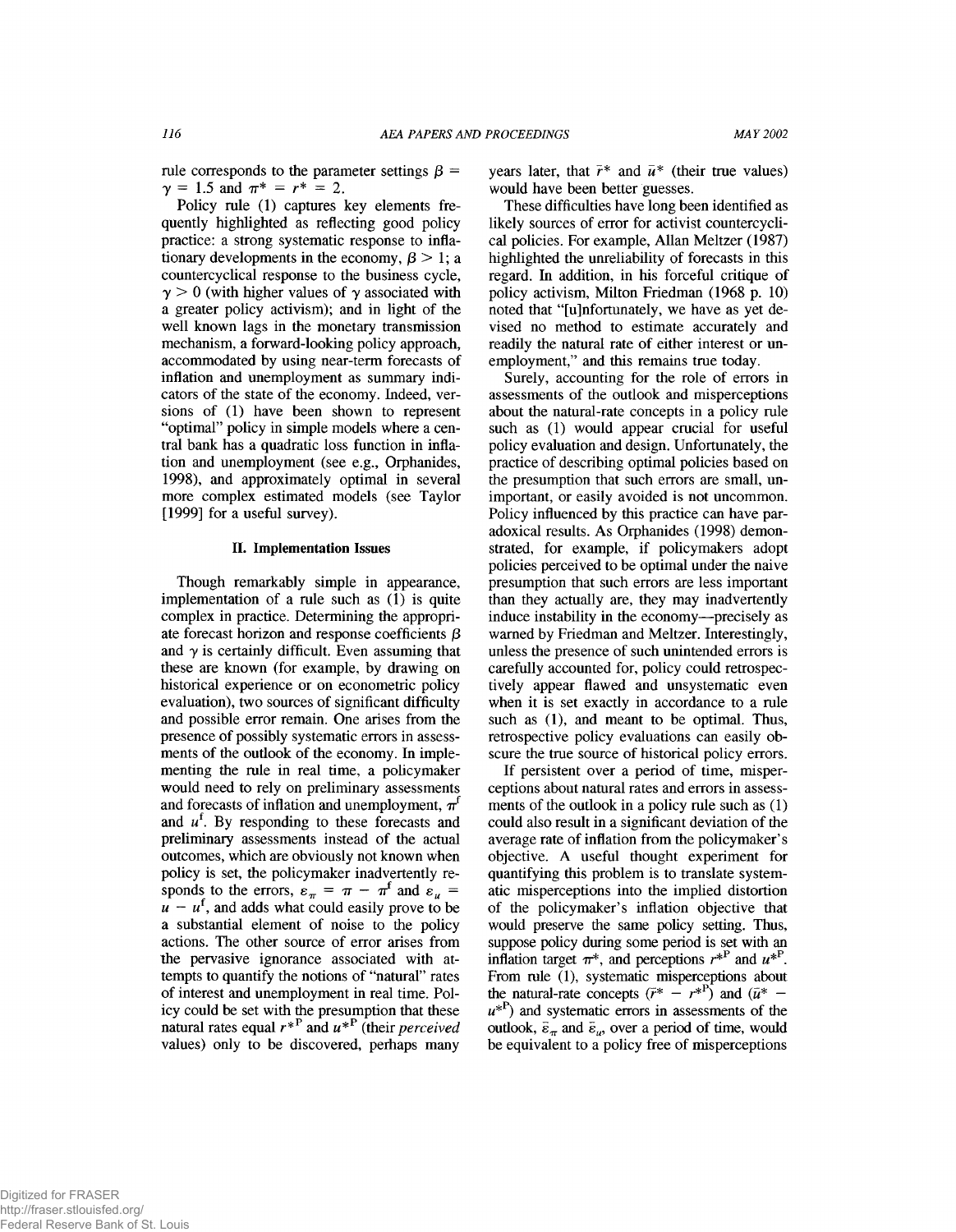rule corresponds to the parameter settings $\beta = \gamma = 1.5$ and $\pi^* = r^* = 2$.

Policy rule (1) captures key elements frequently highlighted as reflecting good policy practice: a strong systematic response to inflationary developments in the economy, $\beta > 1$; a countercyclical response to the business cycle, $\gamma > 0$ (with higher values of $\gamma$ associated with a greater policy activism); and in light of the well known lags in the monetary transmission mechanism, a forward-looking policy approach, accommodated by using near-term forecasts of inflation and unemployment as summary indicators of the state of the economy. Indeed, versions of (1) have been shown to represent "optimal" policy in simple models where a central bank has a quadratic loss function in inflation and unemployment (see e.g., Orphanides, 1998), and approximately optimal in several more complex estimated models (see Taylor [1999] for a useful survey).

## II. Implementation Issues

Though remarkably simple in appearance, implementation of a rule such as (1) is quite complex in practice. Determining the appropriate forecast horizon and response coefficients $\beta$ and $\gamma$ is certainly difficult. Even assuming that these are known (for example, by drawing on historical experience or on econometric policy evaluation), two sources of significant difficulty and possible error remain. One arises from the presence of possibly systematic errors in assessments of the outlook of the economy. In implementing the rule in real time, a policymaker would need to rely on preliminary assessments and forecasts of inflation and unemployment, $\pi^f$ and $u^f$. By responding to these forecasts and preliminary assessments instead of the actual outcomes, which are obviously not known when policy is set, the policymaker inadvertently responds to the errors, $\varepsilon_\pi = \pi - \pi^f$ and $\varepsilon_u = u - u^f$, and adds what could easily prove to be a substantial element of noise to the policy actions. The other source of error arises from the pervasive ignorance associated with attempts to quantify the notions of "natural" rates of interest and unemployment in real time. Policy could be set with the presumption that these natural rates equal $r^{*P}$ and $u^{*P}$ (their *perceived* values) only to be discovered, perhaps many years later, that $\bar{r}^*$ and $\bar{u}^*$ (their true values) would have been better guesses.

These difficulties have long been identified as likely sources of error for activist countercyclical policies. For example, Allan Meltzer (1987) highlighted the unreliability of forecasts in this regard. In addition, in his forceful critique of policy activism, Milton Friedman (1968 p. 10) noted that "[u]nfortunately, we have as yet devised no method to estimate accurately and readily the natural rate of either interest or unemployment," and this remains true today.

Surely, accounting for the role of errors in assessments of the outlook and misperceptions about the natural-rate concepts in a policy rule such as (1) would appear crucial for useful policy evaluation and design. Unfortunately, the practice of describing optimal policies based on the presumption that such errors are small, unimportant, or easily avoided is not uncommon. Policy influenced by this practice can have paradoxical results. As Orphanides (1998) demonstrated, for example, if policymakers adopt policies perceived to be optimal under the naive presumption that such errors are less important than they actually are, they may inadvertently induce instability in the economy—precisely as warned by Friedman and Meltzer. Interestingly, unless the presence of such unintended errors is carefully accounted for, policy could retrospectively appear flawed and unsystematic even when it is set exactly in accordance to a rule such as (1), and meant to be optimal. Thus, retrospective policy evaluations can easily obscure the true source of historical policy errors.

If persistent over a period of time, misperceptions about natural rates and errors in assessments of the outlook in a policy rule such as (1) could also result in a significant deviation of the average rate of inflation from the policymaker's objective. A useful thought experiment for quantifying this problem is to translate systematic misperceptions into the implied distortion of the policymaker's inflation objective that would preserve the same policy setting. Thus, suppose policy during some period is set with an inflation target $\pi^*$, and perceptions $r^{*P}$ and $u^{*P}$. From rule (1), systematic misperceptions about the natural-rate concepts ($\bar{r}^* - r^{*P}$) and ($\bar{u}^* - u^{*P}$) and systematic errors in assessments of the outlook, $\bar{\varepsilon}_\pi$ and $\bar{\varepsilon}_u$, over a period of time, would be equivalent to a policy free of misperceptions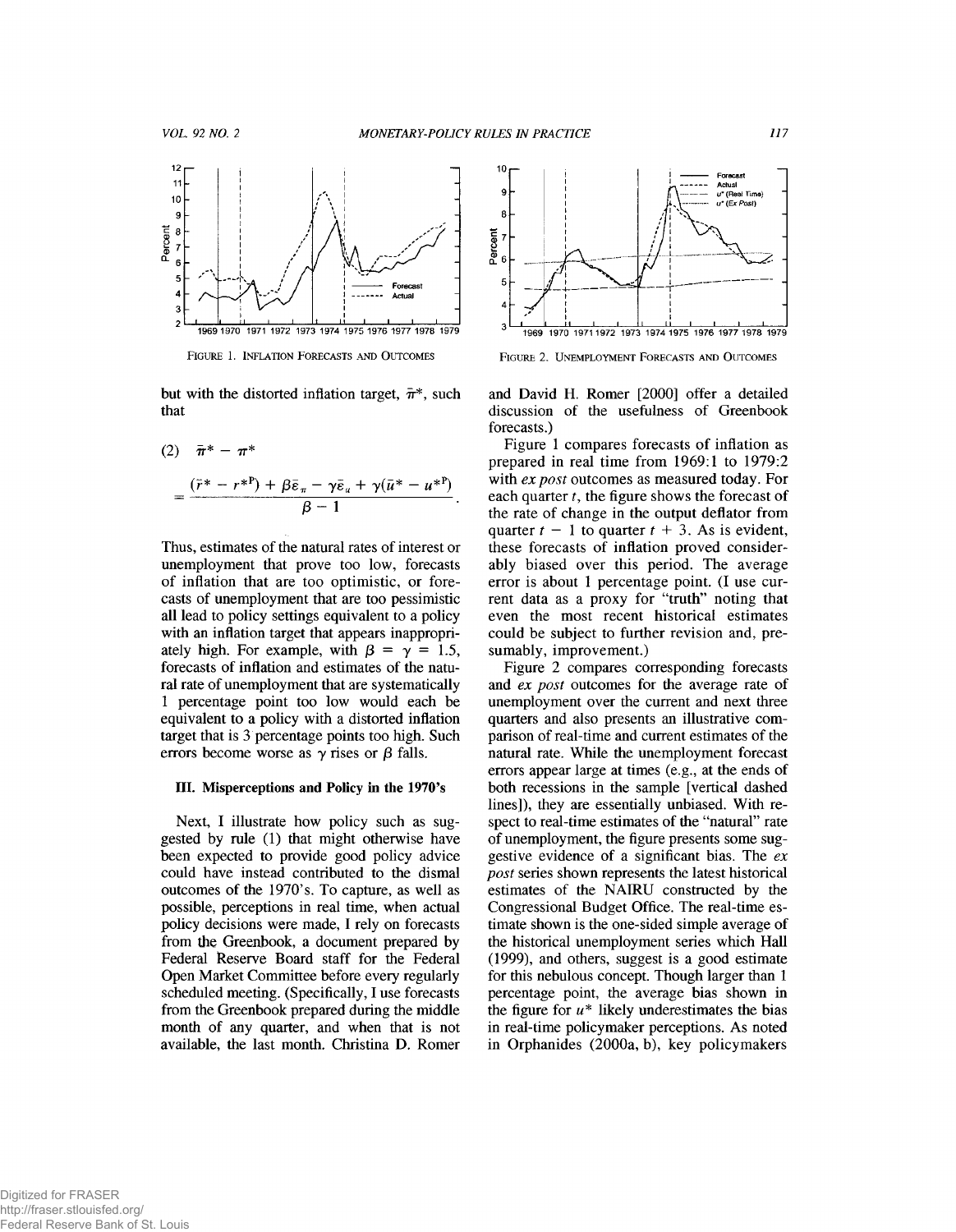FIGURE 1. INFLATION FORECASTS AND OUTCOMES

FIGURE 2. UNEMPLOYMENT FORECASTS AND OUTCOMES

but with the distorted inflation target, $\bar{\pi}^*$, such that

$$(2) \quad \bar{\pi}^* - \pi^* = \frac{(\bar{r}^* - r^{*P}) + \beta\bar{\varepsilon}_\pi - \gamma\bar{\varepsilon}_u + \gamma(\bar{u}^* - u^{*P})}{\beta - 1}.$$

Thus, estimates of the natural rates of interest or unemployment that prove too low, forecasts of inflation that are too optimistic, or forecasts of unemployment that are too pessimistic all lead to policy settings equivalent to a policy with an inflation target that appears inappropriately high. For example, with $\beta = \gamma = 1.5$, forecasts of inflation and estimates of the natural rate of unemployment that are systematically 1 percentage point too low would each be equivalent to a policy with a distorted inflation target that is 3 percentage points too high. Such errors become worse as $\gamma$ rises or $\beta$ falls.

### III. Misperceptions and Policy in the 1970's

Next, I illustrate how policy such as suggested by rule (1) that might otherwise have been expected to provide good policy advice could have instead contributed to the dismal outcomes of the 1970's. To capture, as well as possible, perceptions in real time, when actual policy decisions were made, I rely on forecasts from the Greenbook, a document prepared by Federal Reserve Board staff for the Federal Open Market Committee before every regularly scheduled meeting. (Specifically, I use forecasts from the Greenbook prepared during the middle month of any quarter, and when that is not available, the last month. Christina D. Romer and David H. Romer [2000] offer a detailed discussion of the usefulness of Greenbook forecasts.)

Figure 1 compares forecasts of inflation as prepared in real time from 1969:1 to 1979:2 with *ex post* outcomes as measured today. For each quarter $t$, the figure shows the forecast of the rate of change in the output deflator from quarter $t - 1$ to quarter $t + 3$. As is evident, these forecasts of inflation proved considerably biased over this period. The average error is about 1 percentage point. (I use current data as a proxy for "truth" noting that even the most recent historical estimates could be subject to further revision and, presumably, improvement.)

Figure 2 compares corresponding forecasts and *ex post* outcomes for the average rate of unemployment over the current and next three quarters and also presents an illustrative comparison of real-time and current estimates of the natural rate. While the unemployment forecast errors appear large at times (e.g., at the ends of both recessions in the sample [vertical dashed lines]), they are essentially unbiased. With respect to real-time estimates of the "natural" rate of unemployment, the figure presents some suggestive evidence of a significant bias. The *ex post* series shown represents the latest historical estimates of the NAIRU constructed by the Congressional Budget Office. The real-time estimate shown is the one-sided simple average of the historical unemployment series which Hall (1999), and others, suggest is a good estimate for this nebulous concept. Though larger than 1 percentage point, the average bias shown in the figure for $u^*$ likely underestimates the bias in real-time policymaker perceptions. As noted in Orphanides (2000a, b), key policymakers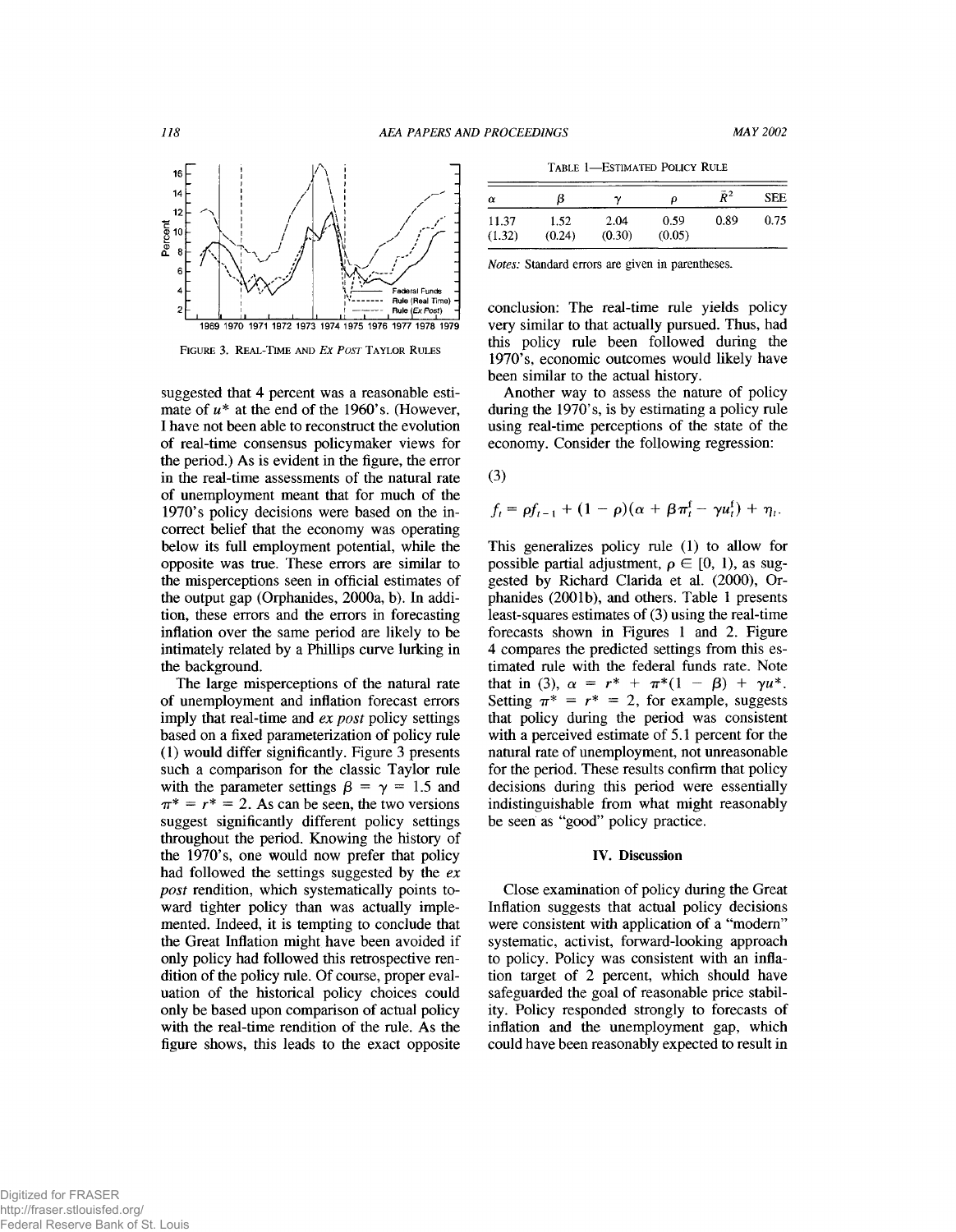FIGURE 3. REAL-TIME AND *EX POST* TAYLOR RULES

suggested that 4 percent was a reasonable estimate of $u^*$ at the end of the 1960's. (However, I have not been able to reconstruct the evolution of real-time consensus policymaker views for the period.) As is evident in the figure, the error in the real-time assessments of the natural rate of unemployment meant that for much of the 1970's policy decisions were based on the incorrect belief that the economy was operating below its full employment potential, while the opposite was true. These errors are similar to the misperceptions seen in official estimates of the output gap (Orphanides, 2000a, b). In addition, these errors and the errors in forecasting inflation over the same period are likely to be intimately related by a Phillips curve lurking in the background.

The large misperceptions of the natural rate of unemployment and inflation forecast errors imply that real-time and *ex post* policy settings based on a fixed parameterization of policy rule (1) would differ significantly. Figure 3 presents such a comparison for the classic Taylor rule with the parameter settings $\beta = \gamma = 1.5$ and $\pi^* = r^* = 2$. As can be seen, the two versions suggest significantly different policy settings throughout the period. Knowing the history of the 1970's, one would now prefer that policy had followed the settings suggested by the *ex post* rendition, which systematically points toward tighter policy than was actually implemented. Indeed, it is tempting to conclude that the Great Inflation might have been avoided if only policy had followed this retrospective rendition of the policy rule. Of course, proper evaluation of the historical policy choices could only be based upon comparison of actual policy with the real-time rendition of the rule. As the figure shows, this leads to the exact opposite conclusion: The real-time rule yields policy very similar to that actually pursued. Thus, had this policy rule been followed during the 1970's, economic outcomes would likely have been similar to the actual history.

TABLE 1—ESTIMATED POLICY RULE

| $\alpha$ | $\beta$ | $\gamma$ | $\rho$ | $\bar{R}^2$ | SEE |
|---|---|---|---|---|---|
| 11.37 | 1.52 | 2.04 | 0.59 | 0.89 | 0.75 |
| (1.32) | (0.24) | (0.30) | (0.05) | | |

*Notes:* Standard errors are given in parentheses.

Another way to assess the nature of policy during the 1970's, is by estimating a policy rule using real-time perceptions of the state of the economy. Consider the following regression:

$$f_t = \rho f_{t-1} + (1 - \rho)(\alpha + \beta \pi_t^f - \gamma u_t^f) + \eta_t. \tag{3}$$

This generalizes policy rule (1) to allow for possible partial adjustment, $\rho \in [0, 1)$, as suggested by Richard Clarida et al. (2000), Orphanides (2001b), and others. Table 1 presents least-squares estimates of (3) using the real-time forecasts shown in Figures 1 and 2. Figure 4 compares the predicted settings from this estimated rule with the federal funds rate. Note that in (3), $\alpha = r^* + \pi^*(1 - \beta) + \gamma u^*$. Setting $\pi^* = r^* = 2$, for example, suggests that policy during the period was consistent with a perceived estimate of 5.1 percent for the natural rate of unemployment, not unreasonable for the period. These results confirm that policy decisions during this period were essentially indistinguishable from what might reasonably be seen as "good" policy practice.

## IV. Discussion

Close examination of policy during the Great Inflation suggests that actual policy decisions were consistent with application of a "modern" systematic, activist, forward-looking approach to policy. Policy was consistent with an inflation target of 2 percent, which should have safeguarded the goal of reasonable price stability. Policy responded strongly to forecasts of inflation and the unemployment gap, which could have been reasonably expected to result in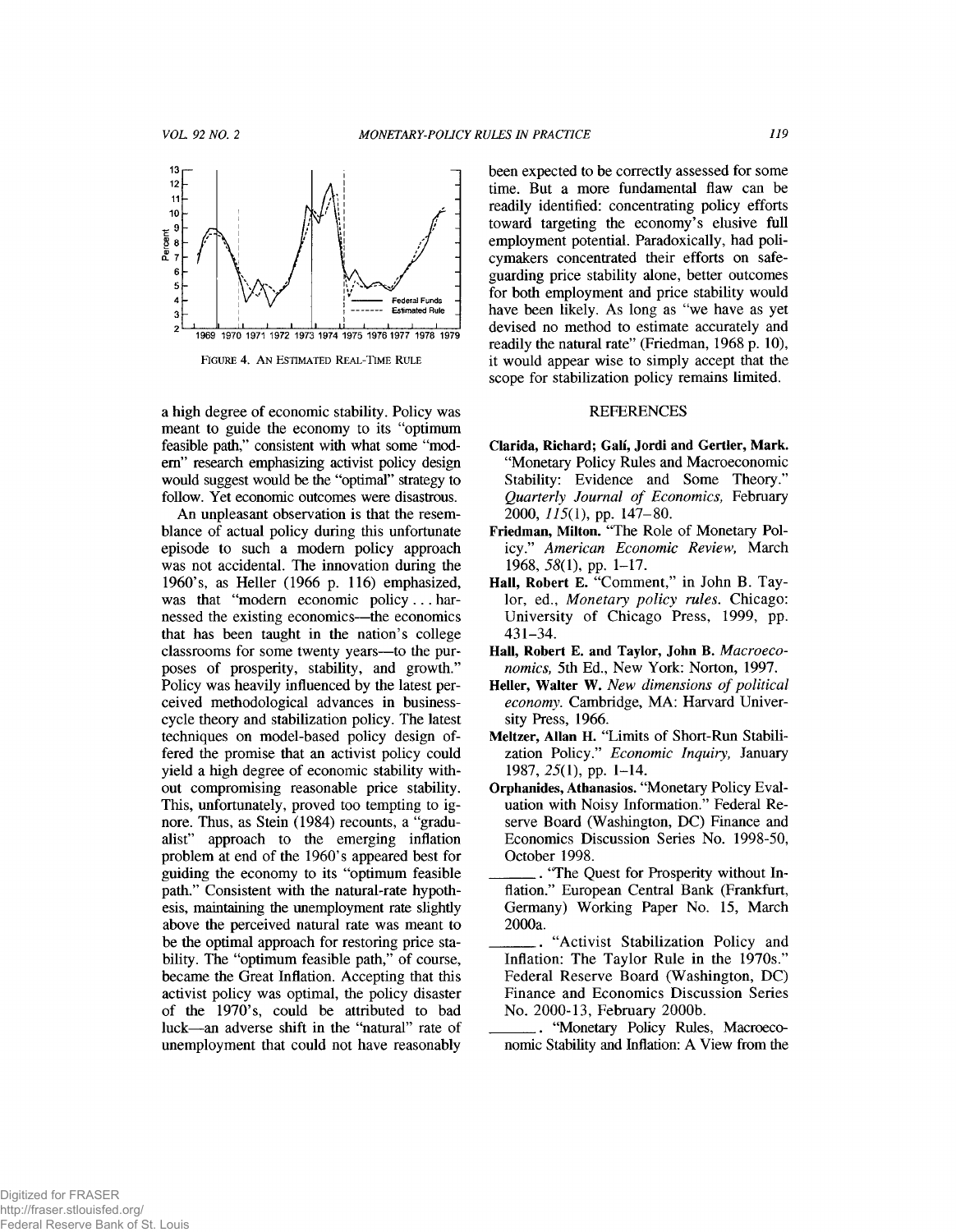FIGURE 4. AN ESTIMATED REAL-TIME RULE

a high degree of economic stability. Policy was meant to guide the economy to its "optimum feasible path," consistent with what some "modern" research emphasizing activist policy design would suggest would be the "optimal" strategy to follow. Yet economic outcomes were disastrous.

An unpleasant observation is that the resemblance of actual policy during this unfortunate episode to such a modern policy approach was not accidental. The innovation during the 1960's, as Heller (1966 p. 116) emphasized, was that "modern economic policy . . . harnessed the existing economics—the economics that has been taught in the nation's college classrooms for some twenty years—to the purposes of prosperity, stability, and growth." Policy was heavily influenced by the latest perceived methodological advances in business-cycle theory and stabilization policy. The latest techniques on model-based policy design offered the promise that an activist policy could yield a high degree of economic stability without compromising reasonable price stability. This, unfortunately, proved too tempting to ignore. Thus, as Stein (1984) recounts, a "gradualist" approach to the emerging inflation problem at end of the 1960's appeared best for guiding the economy to its "optimum feasible path." Consistent with the natural-rate hypothesis, maintaining the unemployment rate slightly above the perceived natural rate was meant to be the optimal approach for restoring price stability. The "optimum feasible path," of course, became the Great Inflation. Accepting that this activist policy was optimal, the policy disaster of the 1970's, could be attributed to bad luck—an adverse shift in the "natural" rate of unemployment that could not have reasonably been expected to be correctly assessed for some time. But a more fundamental flaw can be readily identified: concentrating policy efforts toward targeting the economy's elusive full employment potential. Paradoxically, had policymakers concentrated their efforts on safeguarding price stability alone, better outcomes for both employment and price stability would have been likely. As long as "we have as yet devised no method to estimate accurately and readily the natural rate" (Friedman, 1968 p. 10), it would appear wise to simply accept that the scope for stabilization policy remains limited.

## REFERENCES

**Clarida, Richard; Galí, Jordi and Gertler, Mark.** "Monetary Policy Rules and Macroeconomic Stability: Evidence and Some Theory." *Quarterly Journal of Economics,* February 2000, *115*(1), pp. 147–80.

**Friedman, Milton.** "The Role of Monetary Policy." *American Economic Review,* March 1968, *58*(1), pp. 1–17.

**Hall, Robert E.** "Comment," in John B. Taylor, ed., *Monetary policy rules.* Chicago: University of Chicago Press, 1999, pp. 431–34.

**Hall, Robert E. and Taylor, John B.** *Macroeconomics,* 5th Ed., New York: Norton, 1997.

**Heller, Walter W.** *New dimensions of political economy.* Cambridge, MA: Harvard University Press, 1966.

**Meltzer, Allan H.** "Limits of Short-Run Stabilization Policy." *Economic Inquiry,* January 1987, *25*(1), pp. 1–14.

**Orphanides, Athanasios.** "Monetary Policy Evaluation with Noisy Information." Federal Reserve Board (Washington, DC) Finance and Economics Discussion Series No. 1998-50, October 1998.

\_\_\_\_\_\_. "The Quest for Prosperity without Inflation." European Central Bank (Frankfurt, Germany) Working Paper No. 15, March 2000a.

\_\_\_\_\_\_. "Activist Stabilization Policy and Inflation: The Taylor Rule in the 1970s." Federal Reserve Board (Washington, DC) Finance and Economics Discussion Series No. 2000-13, February 2000b.

\_\_\_\_\_\_. "Monetary Policy Rules, Macroeconomic Stability and Inflation: A View from the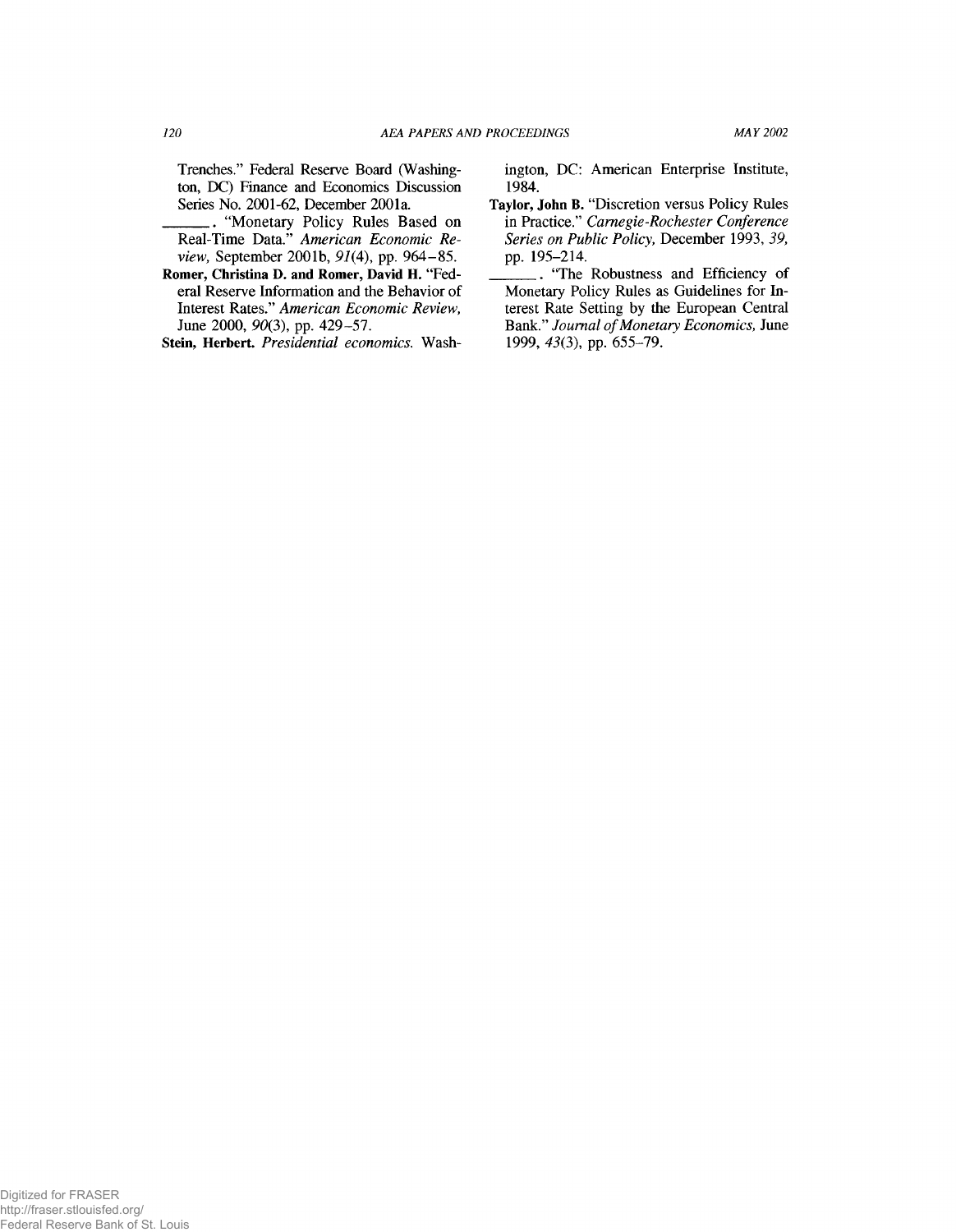Trenches." Federal Reserve Board (Washington, DC) Finance and Economics Discussion Series No. 2001-62, December 2001a.

______. "Monetary Policy Rules Based on Real-Time Data." *American Economic Review,* September 2001b, *91*(4), pp. 964–85.

**Romer, Christina D. and Romer, David H.** "Federal Reserve Information and the Behavior of Interest Rates." *American Economic Review,* June 2000, *90*(3), pp. 429–57.

**Stein, Herbert.** *Presidential economics.* Washington, DC: American Enterprise Institute, 1984.

**Taylor, John B.** "Discretion versus Policy Rules in Practice." *Carnegie-Rochester Conference Series on Public Policy,* December 1993, *39,* pp. 195–214.

______. "The Robustness and Efficiency of Monetary Policy Rules as Guidelines for Interest Rate Setting by the European Central Bank." *Journal of Monetary Economics,* June 1999, *43*(3), pp. 655–79.